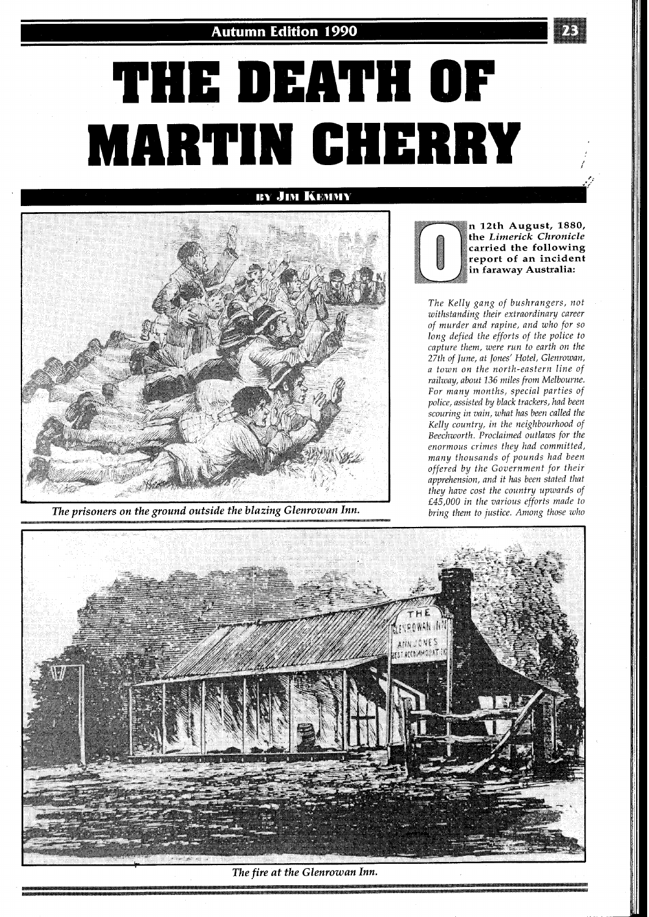# THE DEATH OF MARTIN CHERRY

BY JIM KEMMY

The prisoners on the ground outside the blazing Glenrowan Inn.

**On 12th August, 1880, the *Limerick Chronicle* carried the following report of an incident in faraway Australia:**

*The Kelly gang of bushrangers, not withstanding their extraordinary career of murder and rapine, and who for so long defied the efforts of the police to capture them, were run to earth on the 27th of June, at Jones' Hotel, Glenrowan, a town on the north-eastern line of railway, about 136 miles from Melbourne. For many months, special parties of police, assisted by black trackers, had been scouring in vain, what has been called the Kelly country, in the neighbourhood of Beechworth. Proclaimed outlaws for the enormous crimes they had committed, many thousands of pounds had been offered by the Government for their apprehension, and it has been stated that they have cost the country upwards of £45,000 in the various efforts made to bring them to justice. Among those who*

The fire at the Glenrowan Inn.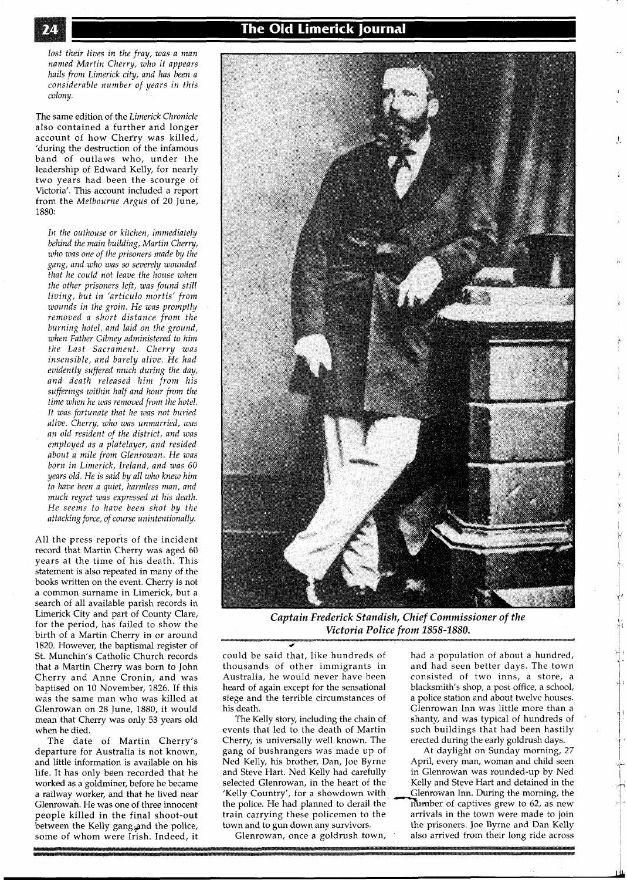*lost their lives in the fray, was a man named Martin Cherry, who it appears hails from Limerick city, and has been a considerable number of years in this colony.*

The same edition of the *Limerick Chronicle* also contained a further and longer account of how Cherry was killed, 'during the destruction of the infamous band of outlaws who, under the leadership of Edward Kelly, for nearly two years had been the scourge of Victoria'. This account included a report from the *Melbourne Argus* of 20 June, 1880:

> *In the outhouse or kitchen, immediately behind the main building, Martin Cherry, who was one of the prisoners made by the gang, and who was so severely wounded that he could not leave the house when the other prisoners left, was found still living, but in 'articulo mortis' from wounds in the groin. He was promptly removed a short distance from the burning hotel, and laid on the ground, when Father Gibney administered to him the Last Sacrament. Cherry was insensible, and barely alive. He had evidently suffered much during the day, and death released him from his sufferings within half and hour from the time when he was removed from the hotel. It was fortunate that he was not buried alive. Cherry, who was unmarried, was an old resident of the district, and was employed as a platelayer, and resided about a mile from Glenrowan. He was born in Limerick, Ireland, and was 60 years old. He is said by all who knew him to have been a quiet, harmless man, and much regret was expressed at his death. He seems to have been shot by the attacking force, of course unintentionally.*

All the press reports of the incident record that Martin Cherry was aged 60 years at the time of his death. This statement is also repeated in many of the books written on the event. Cherry is not a common surname in Limerick, but a search of all available parish records in Limerick City and part of County Clare, for the period, has failed to show the birth of a Martin Cherry in or around 1820. However, the baptismal register of St. Munchin's Catholic Church records that a Martin Cherry was born to John Cherry and Anne Cronin, and was baptised on 10 November, 1826. If this was the same man who was killed at Glenrowan on 28 June, 1880, it would mean that Cherry was only 53 years old when he died.

The date of Martin Cherry's departure for Australia is not known, and little information is available on his life. It has only been recorded that he worked as a goldminer, before he became a railway worker, and that he lived near Glenrowan. He was one of three innocent people killed in the final shoot-out between the Kelly gang and the police, some of whom were Irish. Indeed, it could be said that, like hundreds of thousands of other immigrants in Australia, he would never have been heard of again except for the sensational siege and the terrible circumstances of his death.

***Captain Frederick Standish, Chief Commissioner of the Victoria Police from 1858-1880.***

The Kelly story, including the chain of events that led to the death of Martin Cherry, is universally well known. The gang of bushrangers was made up of Ned Kelly, his brother, Dan, Joe Byrne and Steve Hart. Ned Kelly had carefully selected Glenrowan, in the heart of the 'Kelly Country', for a showdown with the police. He had planned to derail the train carrying these policemen to the town and to gun down any survivors.

Glenrowan, once a goldrush town, had a population of about a hundred, and had seen better days. The town consisted of two inns, a store, a blacksmith's shop, a post office, a school, a police station and about twelve houses. Glenrowan Inn was little more than a shanty, and was typical of hundreds of such buildings that had been hastily erected during the early goldrush days.

At daylight on Sunday morning, 27 April, every man, woman and child seen in Glenrowan was rounded-up by Ned Kelly and Steve Hart and detained in the Glenrowan Inn. During the morning, the number of captives grew to 62, as new arrivals in the town were made to join the prisoners. Joe Byrne and Dan Kelly also arrived from their long ride across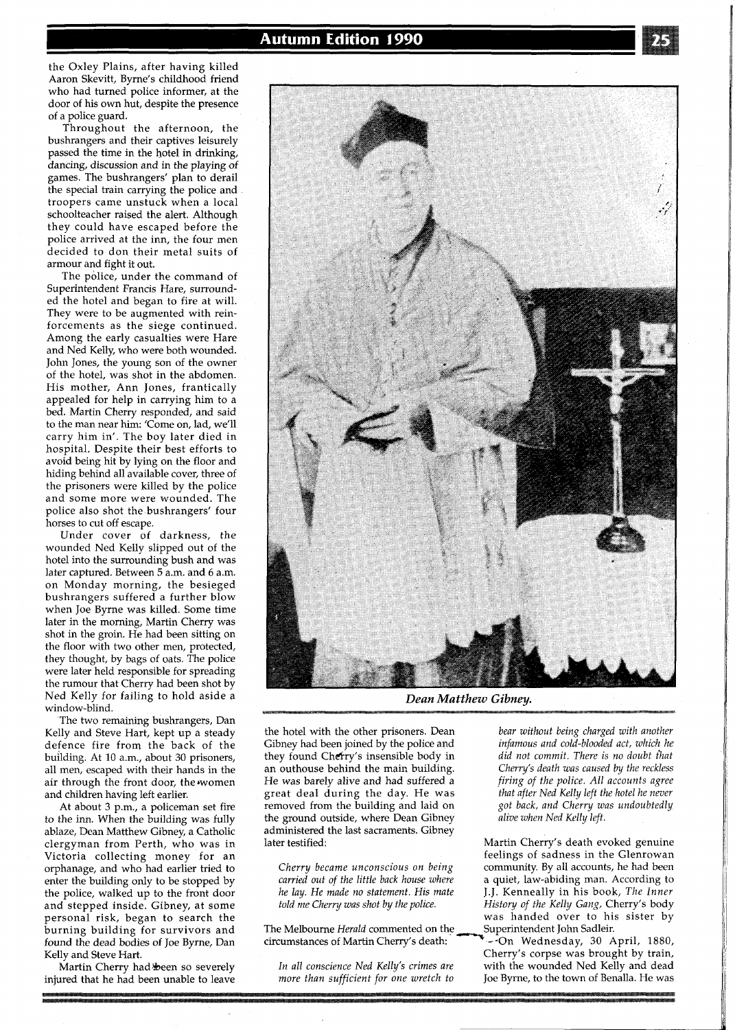the Oxley Plains, after having killed Aaron Skevitt, Byrne's childhood friend who had turned police informer, at the door of his own hut, despite the presence of a police guard.

Throughout the afternoon, the bushrangers and their captives leisurely passed the time in the hotel in drinking, dancing, discussion and in the playing of games. The bushrangers' plan to derail the special train carrying the police and troopers came unstuck when a local schoolteacher raised the alert. Although they could have escaped before the police arrived at the inn, the four men decided to don their metal suits of armour and fight it out.

The police, under the command of Superintendent Francis Hare, surrounded the hotel and began to fire at will. They were to be augmented with reinforcements as the siege continued. Among the early casualties were Hare and Ned Kelly, who were both wounded. John Jones, the young son of the owner of the hotel, was shot in the abdomen. His mother, Ann Jones, frantically appealed for help in carrying him to a bed. Martin Cherry responded, and said to the man near him: 'Come on, lad, we'll carry him in'. The boy later died in hospital. Despite their best efforts to avoid being hit by lying on the floor and hiding behind all available cover, three of the prisoners were killed by the police and some more were wounded. The police also shot the bushrangers' four horses to cut off escape.

Under cover of darkness, the wounded Ned Kelly slipped out of the hotel into the surrounding bush and was later captured. Between 5 a.m. and 6 a.m. on Monday morning, the besieged bushrangers suffered a further blow when Joe Byrne was killed. Some time later in the morning, Martin Cherry was shot in the groin. He had been sitting on the floor with two other men, protected, they thought, by bags of oats. The police were later held responsible for spreading the rumour that Cherry had been shot by Ned Kelly for failing to hold aside a window-blind.

The two remaining bushrangers, Dan Kelly and Steve Hart, kept up a steady defence fire from the back of the building. At 10 a.m., about 30 prisoners, all men, escaped with their hands in the air through the front door, the women and children having left earlier.

At about 3 p.m., a policeman set fire to the inn. When the building was fully ablaze, Dean Matthew Gibney, a Catholic clergyman from Perth, who was in Victoria collecting money for an orphanage, and who had earlier tried to enter the building only to be stopped by the police, walked up to the front door and stepped inside. Gibney, at some personal risk, began to search the burning building for survivors and found the dead bodies of Joe Byrne, Dan Kelly and Steve Hart.

Martin Cherry had been so severely injured that he had been unable to leave the hotel with the other prisoners. Dean Gibney had been joined by the police and they found Cherry's insensible body in an outhouse behind the main building. He was barely alive and had suffered a great deal during the day. He was removed from the building and laid on the ground outside, where Dean Gibney administered the last sacraments. Gibney later testified:

> *Cherry became unconscious on being carried out of the little back house where he lay. He made no statement. His mate told me Cherry was shot by the police.*

The Melbourne *Herald* commented on the circumstances of Martin Cherry's death:

> *In all conscience Ned Kelly's crimes are more than sufficient for one wretch to bear without being charged with another infamous and cold-blooded act, which he did not commit. There is no doubt that Cherry's death was caused by the reckless firing of the police. All accounts agree that after Ned Kelly left the hotel he never got back, and Cherry was undoubtedly alive when Ned Kelly left.*

Martin Cherry's death evoked genuine feelings of sadness in the Glenrowan community. By all accounts, he had been a quiet, law-abiding man. According to J.J. Kenneally in his book, *The Inner History of the Kelly Gang*, Cherry's body was handed over to his sister by Superintendent John Sadleir.

On Wednesday, 30 April, 1880, Cherry's corpse was brought by train, with the wounded Ned Kelly and dead Joe Byrne, to the town of Benalla. He was

*Dean Matthew Gibney.*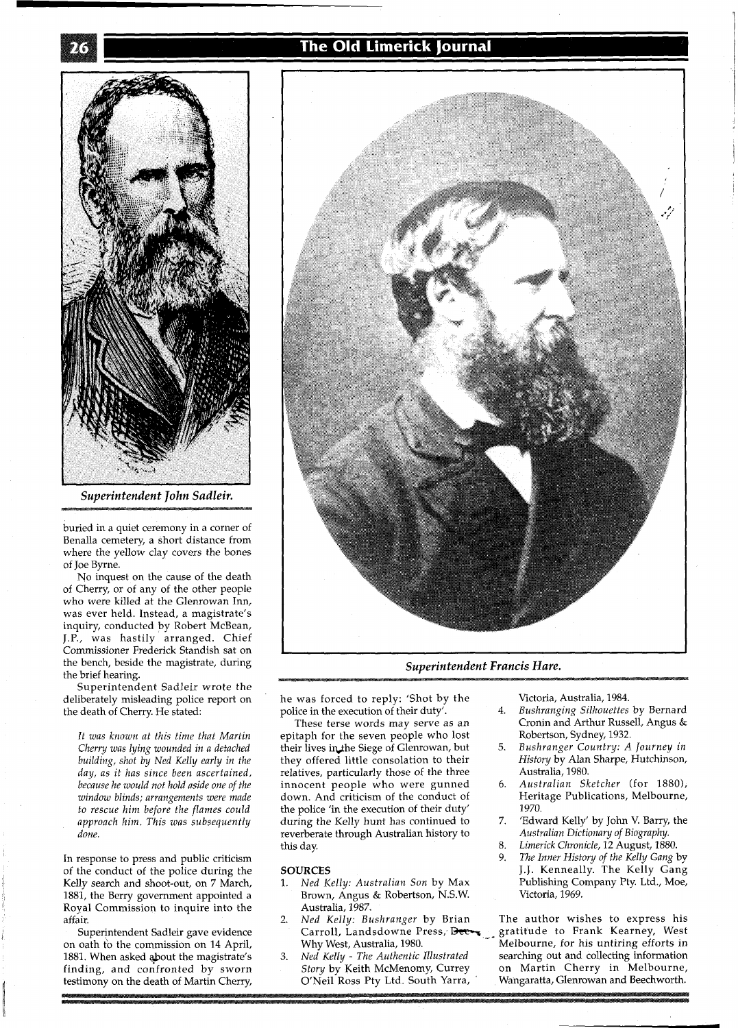*Superintendent John Sadleir.*

buried in a quiet ceremony in a corner of Benalla cemetery, a short distance from where the yellow clay covers the bones of Joe Byrne.

No inquest on the cause of the death of Cherry, or of any of the other people who were killed at the Glenrowan Inn, was ever held. Instead, a magistrate's inquiry, conducted by Robert McBean, J.P., was hastily arranged. Chief Commissioner Frederick Standish sat on the bench, beside the magistrate, during the brief hearing.

Superintendent Sadleir wrote the deliberately misleading police report on the death of Cherry. He stated:

> *It was known at this time that Martin Cherry was lying wounded in a detached building, shot by Ned Kelly early in the day, as it has since been ascertained, because he would not hold aside one of the window blinds; arrangements were made to rescue him before the flames could approach him. This was subsequently done.*

In response to press and public criticism of the conduct of the police during the Kelly search and shoot-out, on 7 March, 1881, the Berry government appointed a Royal Commission to inquire into the affair.

Superintendent Sadleir gave evidence on oath to the commission on 14 April, 1881. When asked about the magistrate's finding, and confronted by sworn testimony on the death of Martin Cherry, he was forced to reply: 'Shot by the police in the execution of their duty'.

*Superintendent Francis Hare.*

These terse words may serve as an epitaph for the seven people who lost their lives in the Siege of Glenrowan, but they offered little consolation to their relatives, particularly those of the three innocent people who were gunned down. And criticism of the conduct of the police 'in the execution of their duty' during the Kelly hunt has continued to reverberate through Australian history to this day.

## SOURCES

1. *Ned Kelly: Australian Son* by Max Brown, Angus & Robertson, N.S.W. Australia, 1987.
2. *Ned Kelly: Bushranger* by Brian Carroll, Landsdowne Press, Dee Why West, Australia, 1980.
3. *Ned Kelly - The Authentic Illustrated Story* by Keith McMenomy, Currey O'Neil Ross Pty Ltd. South Yarra, Victoria, Australia, 1984.
4. *Bushranging Silhouettes* by Bernard Cronin and Arthur Russell, Angus & Robertson, Sydney, 1932.
5. *Bushranger Country: A Journey in History* by Alan Sharpe, Hutchinson, Australia, 1980.
6. *Australian Sketcher* (for 1880), Heritage Publications, Melbourne, 1970.
7. 'Edward Kelly' by John V. Barry, the *Australian Dictionary of Biography.*
8. *Limerick Chronicle*, 12 August, 1880.
9. *The Inner History of the Kelly Gang* by J.J. Kenneally. The Kelly Gang Publishing Company Pty. Ltd., Moe, Victoria, 1969.

The author wishes to express his gratitude to Frank Kearney, West Melbourne, for his untiring efforts in searching out and collecting information on Martin Cherry in Melbourne, Wangaratta, Glenrowan and Beechworth.